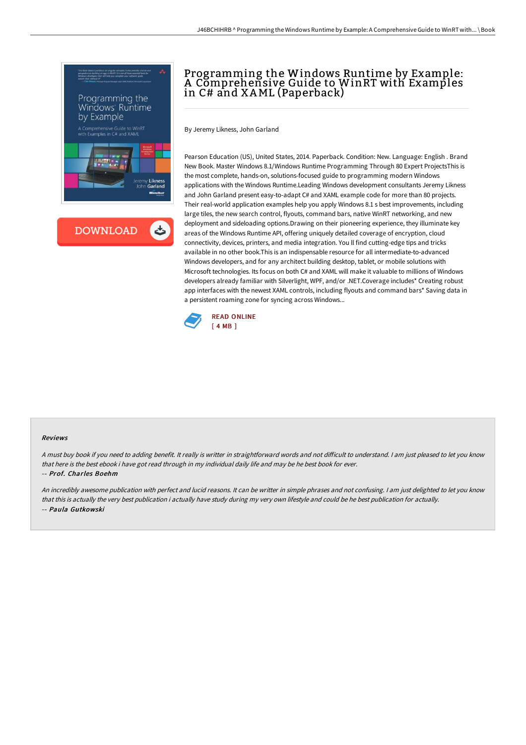# Programming the Windows Runtime by Example: A Comprehensive Guide to WinRT with Examples in C# and XAML (Paperback)

By Jeremy Likness, John Garland

Pearson Education (US), United States, 2014. Paperback. Condition: New. Language: English . Brand New Book. Master Windows 8.1/Windows Runtime Programming Through 80 Expert ProjectsThis is the most complete, hands-on, solutions-focused guide to programming modern Windows applications with the Windows Runtime.Leading Windows development consultants Jeremy Likness and John Garland present easy-to-adapt C# and XAML example code for more than 80 projects. Their real-world application examples help you apply Windows 8.1 s best improvements, including large tiles, the new search control, flyouts, command bars, native WinRT networking, and new deployment and sideloading options.Drawing on their pioneering experience, they illuminate key areas of the Windows Runtime API, offering uniquely detailed coverage of encryption, cloud connectivity, devices, printers, and media integration. You ll find cutting-edge tips and tricks available in no other book.This is an indispensable resource for all intermediate-to-advanced Windows developers, and for any architect building desktop, tablet, or mobile solutions with Microsoft technologies. Its focus on both C# and XAML will make it valuable to millions of Windows developers already familiar with Silverlight, WPF, and/or .NET.Coverage includes* Creating robust app interfaces with the newest XAML controls, including flyouts and command bars* Saving data in a persistent roaming zone for syncing across Windows...

READ ONLINE
[ 4 MB ]

## Reviews

*A must buy book if you need to adding benefit. It really is writter in straightforward words and not difficult to understand. I am just pleased to let you know that here is the best ebook i have got read through in my individual daily life and may be he best book for ever.*

-- ***Prof. Charles Boehm***

*An incredibly awesome publication with perfect and lucid reasons. It can be writter in simple phrases and not confusing. I am just delighted to let you know that this is actually the very best publication i actually have study during my very own lifestyle and could be he best publication for actually.*

-- ***Paula Gutkowski***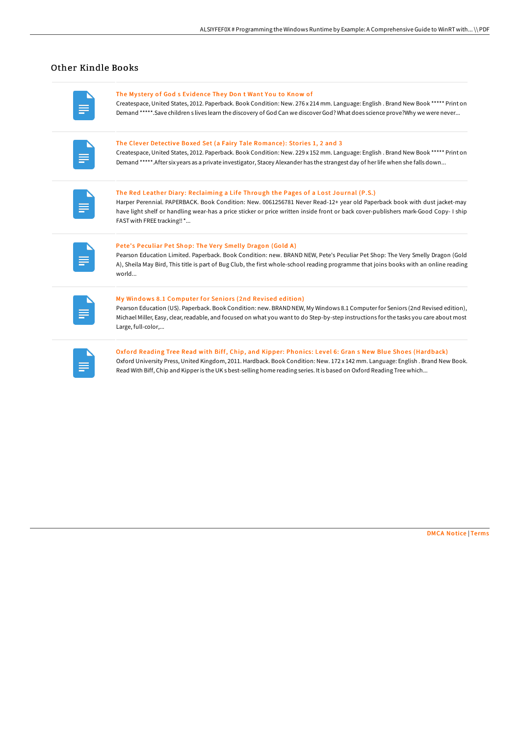## Other Kindle Books

### The Mystery of God s Evidence They Don t Want You to Know of

Createspace, United States, 2012. Paperback. Book Condition: New. 276 x 214 mm. Language: English . Brand New Book ***** Print on Demand *****.Save children s lives learn the discovery of God Can we discover God? What does science prove?Why we were never...

### The Clever Detective Boxed Set (a Fairy Tale Romance): Stories 1, 2 and 3

Createspace, United States, 2012. Paperback. Book Condition: New. 229 x 152 mm. Language: English . Brand New Book ***** Print on Demand *****.After six years as a private investigator, Stacey Alexander has the strangest day of her life when she falls down...

### The Red Leather Diary: Reclaiming a Life Through the Pages of a Lost Journal (P.S.)

Harper Perennial. PAPERBACK. Book Condition: New. 0061256781 Never Read-12+ year old Paperback book with dust jacket-may have light shelf or handling wear-has a price sticker or price written inside front or back cover-publishers mark-Good Copy- I ship FAST with FREE tracking!! *...

### Pete's Peculiar Pet Shop: The Very Smelly Dragon (Gold A)

Pearson Education Limited. Paperback. Book Condition: new. BRAND NEW, Pete's Peculiar Pet Shop: The Very Smelly Dragon (Gold A), Sheila May Bird, This title is part of Bug Club, the first whole-school reading programme that joins books with an online reading world...

### My Windows 8.1 Computer for Seniors (2nd Revised edition)

Pearson Education (US). Paperback. Book Condition: new. BRAND NEW, My Windows 8.1 Computer for Seniors (2nd Revised edition), Michael Miller, Easy, clear, readable, and focused on what you want to do Step-by-step instructions for the tasks you care about most Large, full-color,...

### Oxford Reading Tree Read with Biff, Chip, and Kipper: Phonics: Level 6: Gran s New Blue Shoes (Hardback)

Oxford University Press, United Kingdom, 2011. Hardback. Book Condition: New. 172 x 142 mm. Language: English . Brand New Book. Read With Biff, Chip and Kipper is the UK s best-selling home reading series. It is based on Oxford Reading Tree which...

DMCA Notice | Terms